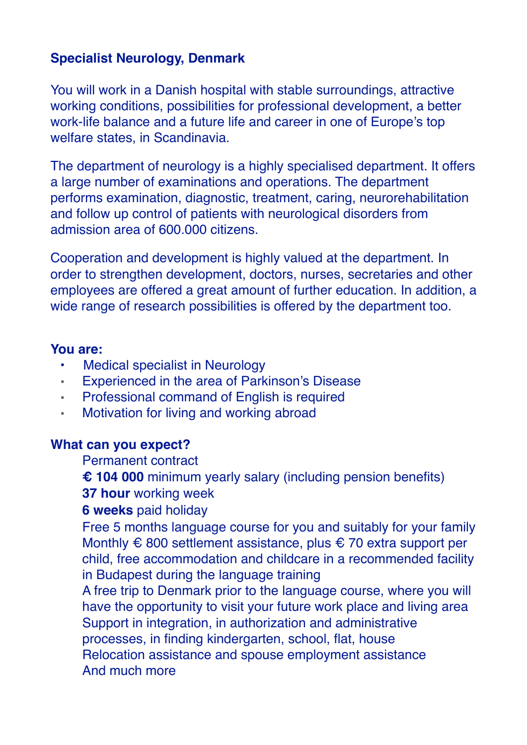## Specialist Neurology, Denmark

You will work in a Danish hospital with stable surroundings, attractive working conditions, possibilities for professional development, a better work-life balance and a future life and career in one of Europe's top welfare states, in Scandinavia.

The department of neurology is a highly specialised department. It offers a large number of examinations and operations. The department performs examination, diagnostic, treatment, caring, neurorehabilitation and follow up control of patients with neurological disorders from admission area of 600.000 citizens.

Cooperation and development is highly valued at the department. In order to strengthen development, doctors, nurses, secretaries and other employees are offered a great amount of further education. In addition, a wide range of research possibilities is offered by the department too.

### You are:

- Medical specialist in Neurology
- Experienced in the area of Parkinson's Disease
- Professional command of English is required
- Motivation for living and working abroad

### What can you expect?

Permanent contract  
**€ 104 000** minimum yearly salary (including pension benefits)  
**37 hour** working week  
**6 weeks** paid holiday  
Free 5 months language course for you and suitably for your family  
Monthly € 800 settlement assistance, plus € 70 extra support per child, free accommodation and childcare in a recommended facility in Budapest during the language training  
A free trip to Denmark prior to the language course, where you will have the opportunity to visit your future work place and living area  
Support in integration, in authorization and administrative processes, in finding kindergarten, school, flat, house  
Relocation assistance and spouse employment assistance  
And much more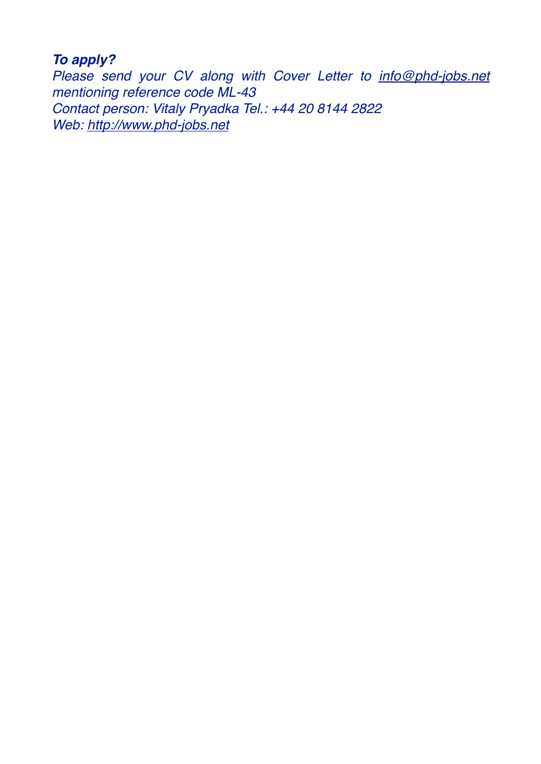***To apply?***

*Please send your CV along with Cover Letter to info@phd-jobs.net mentioning reference code ML-43*

*Contact person: Vitaly Pryadka Tel.: +44 20 8144 2822*

*Web: http://www.phd-jobs.net*